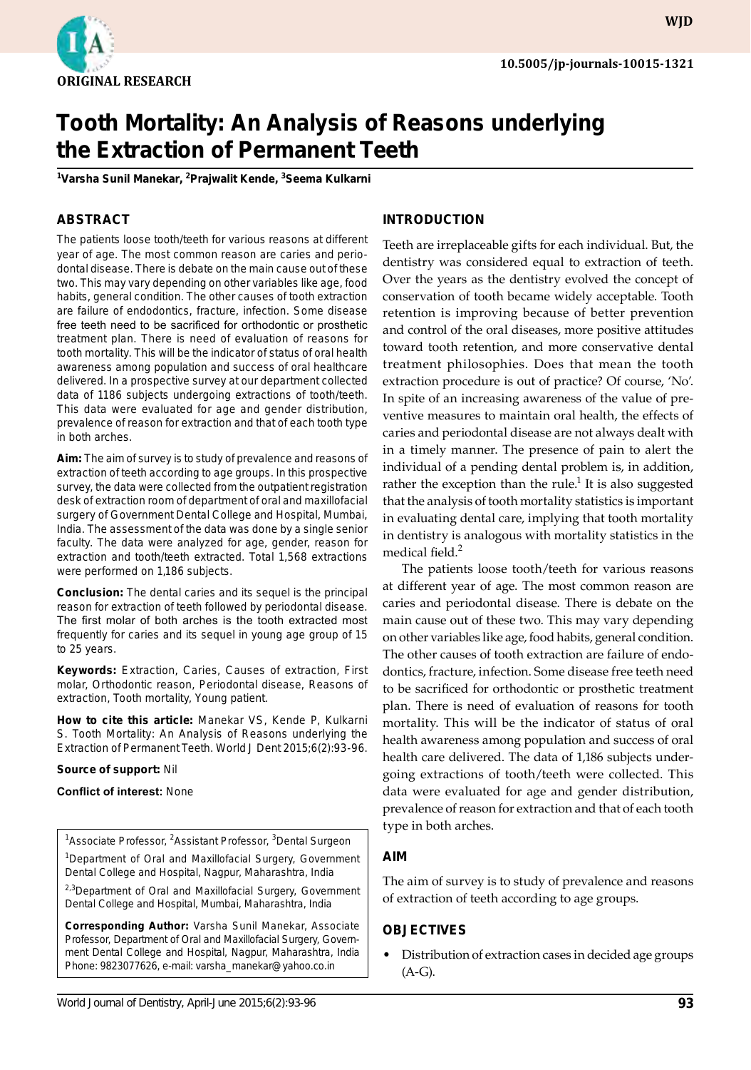ORIGINAL RESEARCH

10.5005/jp-journals-10015-1321

# Tooth Mortality: An Analysis of Reasons underlying the Extraction of Permanent Teeth

[1]Varsha Sunil Manekar, [2]Prajwalit Kende, [3]Seema Kulkarni

## ABSTRACT

The patients loose tooth/teeth for various reasons at different year of age. The most common reason are caries and periodontal disease. There is debate on the main cause out of these two. This may vary depending on other variables like age, food habits, general condition. The other causes of tooth extraction are failure of endodontics, fracture, infection. Some disease free teeth need to be sacrificed for orthodontic or prosthetic treatment plan. There is need of evaluation of reasons for tooth mortality. This will be the indicator of status of oral health awareness among population and success of oral healthcare delivered. In a prospective survey at our department collected data of 1186 subjects undergoing extractions of tooth/teeth. This data were evaluated for age and gender distribution, prevalence of reason for extraction and that of each tooth type in both arches.

**Aim:** The aim of survey is to study of prevalence and reasons of extraction of teeth according to age groups. In this prospective survey, the data were collected from the outpatient registration desk of extraction room of department of oral and maxillofacial surgery of Government Dental College and Hospital, Mumbai, India. The assessment of the data was done by a single senior faculty. The data were analyzed for age, gender, reason for extraction and tooth/teeth extracted. Total 1,568 extractions were performed on 1,186 subjects.

**Conclusion:** The dental caries and its sequel is the principal reason for extraction of teeth followed by periodontal disease. The first molar of both arches is the tooth extracted most frequently for caries and its sequel in young age group of 15 to 25 years.

**Keywords:** Extraction, Caries, Causes of extraction, First molar, Orthodontic reason, Periodontal disease, Reasons of extraction, Tooth mortality, Young patient.

**How to cite this article:** Manekar VS, Kende P, Kulkarni S. Tooth Mortality: An Analysis of Reasons underlying the Extraction of Permanent Teeth. World J Dent 2015;6(2):93-96.

**Source of support:** Nil

**Conflict of interest:** None

[1]Associate Professor, [2]Assistant Professor, [3]Dental Surgeon

[1]Department of Oral and Maxillofacial Surgery, Government Dental College and Hospital, Nagpur, Maharashtra, India

[2,3]Department of Oral and Maxillofacial Surgery, Government Dental College and Hospital, Mumbai, Maharashtra, India

**Corresponding Author:** Varsha Sunil Manekar, Associate Professor, Department of Oral and Maxillofacial Surgery, Government Dental College and Hospital, Nagpur, Maharashtra, India Phone: 9823077626, e-mail: varsha_manekar@yahoo.co.in

## INTRODUCTION

Teeth are irreplaceable gifts for each individual. But, the dentistry was considered equal to extraction of teeth. Over the years as the dentistry evolved the concept of conservation of tooth became widely acceptable. Tooth retention is improving because of better prevention and control of the oral diseases, more positive attitudes toward tooth retention, and more conservative dental treatment philosophies. Does that mean the tooth extraction procedure is out of practice? Of course, 'No'. In spite of an increasing awareness of the value of preventive measures to maintain oral health, the effects of caries and periodontal disease are not always dealt with in a timely manner. The presence of pain to alert the individual of a pending dental problem is, in addition, rather the exception than the rule.[1] It is also suggested that the analysis of tooth mortality statistics is important in evaluating dental care, implying that tooth mortality in dentistry is analogous with mortality statistics in the medical field.[2]

The patients loose tooth/teeth for various reasons at different year of age. The most common reason are caries and periodontal disease. There is debate on the main cause out of these two. This may vary depending on other variables like age, food habits, general condition. The other causes of tooth extraction are failure of endodontics, fracture, infection. Some disease free teeth need to be sacrificed for orthodontic or prosthetic treatment plan. There is need of evaluation of reasons for tooth mortality. This will be the indicator of status of oral health awareness among population and success of oral health care delivered. The data of 1,186 subjects undergoing extractions of tooth/teeth were collected. This data were evaluated for age and gender distribution, prevalence of reason for extraction and that of each tooth type in both arches.

## AIM

The aim of survey is to study of prevalence and reasons of extraction of teeth according to age groups.

## OBJECTIVES

- Distribution of extraction cases in decided age groups (A-G).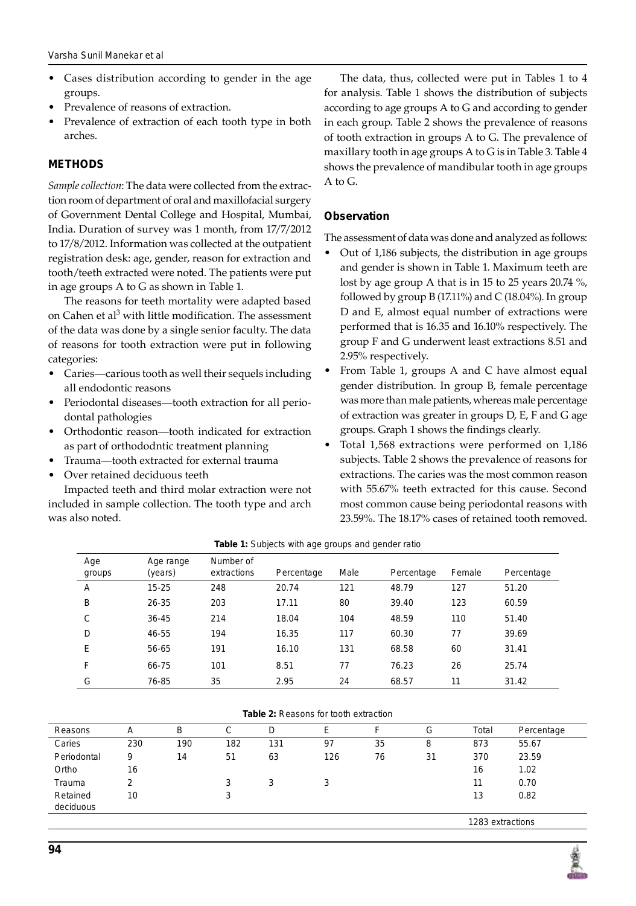- Cases distribution according to gender in the age groups.
- Prevalence of reasons of extraction.
- Prevalence of extraction of each tooth type in both arches.

## METHODS

*Sample collection*: The data were collected from the extraction room of department of oral and maxillofacial surgery of Government Dental College and Hospital, Mumbai, India. Duration of survey was 1 month, from 17/7/2012 to 17/8/2012. Information was collected at the outpatient registration desk: age, gender, reason for extraction and tooth/teeth extracted were noted. The patients were put in age groups A to G as shown in Table 1.

The reasons for teeth mortality were adapted based on Cahen et al[3] with little modification. The assessment of the data was done by a single senior faculty. The data of reasons for tooth extraction were put in following categories:

- Caries—carious tooth as well their sequels including all endodontic reasons
- Periodontal diseases—tooth extraction for all periodontal pathologies
- Orthodontic reason—tooth indicated for extraction as part of orthododntic treatment planning
- Trauma—tooth extracted for external trauma
- Over retained deciduous teeth

Impacted teeth and third molar extraction were not included in sample collection. The tooth type and arch was also noted.

The data, thus, collected were put in Tables 1 to 4 for analysis. Table 1 shows the distribution of subjects according to age groups A to G and according to gender in each group. Table 2 shows the prevalence of reasons of tooth extraction in groups A to G. The prevalence of maxillary tooth in age groups A to G is in Table 3. Table 4 shows the prevalence of mandibular tooth in age groups A to G.

### Observation

The assessment of data was done and analyzed as follows:

- Out of 1,186 subjects, the distribution in age groups and gender is shown in Table 1. Maximum teeth are lost by age group A that is in 15 to 25 years 20.74 %, followed by group B (17.11%) and C (18.04%). In group D and E, almost equal number of extractions were performed that is 16.35 and 16.10% respectively. The group F and G underwent least extractions 8.51 and 2.95% respectively.
- From Table 1, groups A and C have almost equal gender distribution. In group B, female percentage was more than male patients, whereas male percentage of extraction was greater in groups D, E, F and G age groups. Graph 1 shows the findings clearly.
- Total 1,568 extractions were performed on 1,186 subjects. Table 2 shows the prevalence of reasons for extractions. The caries was the most common reason with 55.67% teeth extracted for this cause. Second most common cause being periodontal reasons with 23.59%. The 18.17% cases of retained tooth removed.

**Table 1:** Subjects with age groups and gender ratio

| Age groups | Age range (years) | Number of extractions | Percentage | Male | Percentage | Female | Percentage |
|---|---|---|---|---|---|---|---|
| A | 15-25 | 248 | 20.74 | 121 | 48.79 | 127 | 51.20 |
| B | 26-35 | 203 | 17.11 | 80 | 39.40 | 123 | 60.59 |
| C | 36-45 | 214 | 18.04 | 104 | 48.59 | 110 | 51.40 |
| D | 46-55 | 194 | 16.35 | 117 | 60.30 | 77 | 39.69 |
| E | 56-65 | 191 | 16.10 | 131 | 68.58 | 60 | 31.41 |
| F | 66-75 | 101 | 8.51 | 77 | 76.23 | 26 | 25.74 |
| G | 76-85 | 35 | 2.95 | 24 | 68.57 | 11 | 31.42 |

**Table 2:** Reasons for tooth extraction

| Reasons | A | B | C | D | E | F | G | Total | Percentage |
|---|---|---|---|---|---|---|---|---|---|
| Caries | 230 | 190 | 182 | 131 | 97 | 35 | 8 | 873 | 55.67 |
| Periodontal | 9 | 14 | 51 | 63 | 126 | 76 | 31 | 370 | 23.59 |
| Ortho | 16 | | | | | | | 16 | 1.02 |
| Trauma | 2 | | 3 | 3 | 3 | | | 11 | 0.70 |
| Retained deciduous | 10 | | 3 | | | | | 13 | 0.82 |
| | | | | | | | | 1283 extractions | |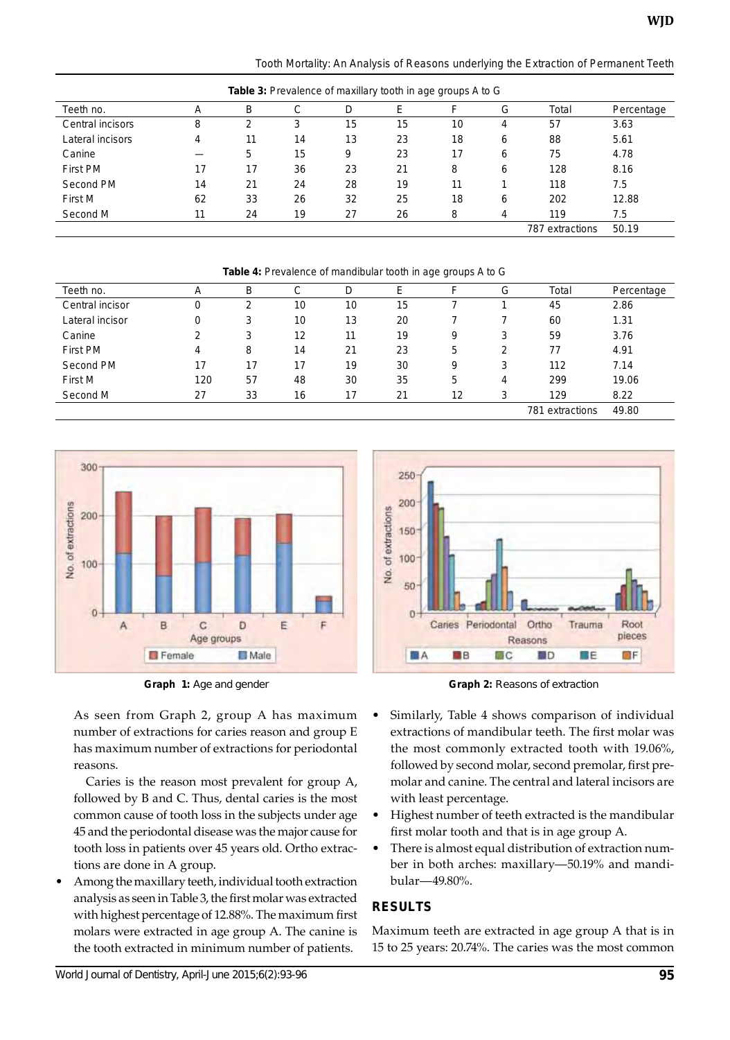**Table 3:** Prevalence of maxillary tooth in age groups A to G

| Teeth no. | A | B | C | D | E | F | G | Total | Percentage |
|---|---|---|---|---|---|---|---|---|---|
| Central incisors | 8 | 2 | 3 | 15 | 15 | 10 | 4 | 57 | 3.63 |
| Lateral incisors | 4 | 11 | 14 | 13 | 23 | 18 | 6 | 88 | 5.61 |
| Canine | — | 5 | 15 | 9 | 23 | 17 | 6 | 75 | 4.78 |
| First PM | 17 | 17 | 36 | 23 | 21 | 8 | 6 | 128 | 8.16 |
| Second PM | 14 | 21 | 24 | 28 | 19 | 11 | 1 | 118 | 7.5 |
| First M | 62 | 33 | 26 | 32 | 25 | 18 | 6 | 202 | 12.88 |
| Second M | 11 | 24 | 19 | 27 | 26 | 8 | 4 | 119 | 7.5 |
| | | | | | | | | 787 extractions | 50.19 |

**Table 4:** Prevalence of mandibular tooth in age groups A to G

| Teeth no. | A | B | C | D | E | F | G | Total | Percentage |
|---|---|---|---|---|---|---|---|---|---|
| Central incisor | 0 | 2 | 10 | 10 | 15 | 7 | 1 | 45 | 2.86 |
| Lateral incisor | 0 | 3 | 10 | 13 | 20 | 7 | 7 | 60 | 1.31 |
| Canine | 2 | 3 | 12 | 11 | 19 | 9 | 3 | 59 | 3.76 |
| First PM | 4 | 8 | 14 | 21 | 23 | 5 | 2 | 77 | 4.91 |
| Second PM | 17 | 17 | 17 | 19 | 30 | 9 | 3 | 112 | 7.14 |
| First M | 120 | 57 | 48 | 30 | 35 | 5 | 4 | 299 | 19.06 |
| Second M | 27 | 33 | 16 | 17 | 21 | 12 | 3 | 129 | 8.22 |
| | | | | | | | | 781 extractions | 49.80 |

**Graph 1:** Age and gender

**Graph 2:** Reasons of extraction

As seen from Graph 2, group A has maximum number of extractions for caries reason and group E has maximum number of extractions for periodontal reasons.

Caries is the reason most prevalent for group A, followed by B and C. Thus, dental caries is the most common cause of tooth loss in the subjects under age 45 and the periodontal disease was the major cause for tooth loss in patients over 45 years old. Ortho extractions are done in A group.

- Among the maxillary teeth, individual tooth extraction analysis as seen in Table 3, the first molar was extracted with highest percentage of 12.88%. The maximum first molars were extracted in age group A. The canine is the tooth extracted in minimum number of patients.
- Similarly, Table 4 shows comparison of individual extractions of mandibular teeth. The first molar was the most commonly extracted tooth with 19.06%, followed by second molar, second premolar, first premolar and canine. The central and lateral incisors are with least percentage.
- Highest number of teeth extracted is the mandibular first molar tooth and that is in age group A.
- There is almost equal distribution of extraction number in both arches: maxillary—50.19% and mandibular—49.80%.

## RESULTS

Maximum teeth are extracted in age group A that is in 15 to 25 years: 20.74%. The caries was the most common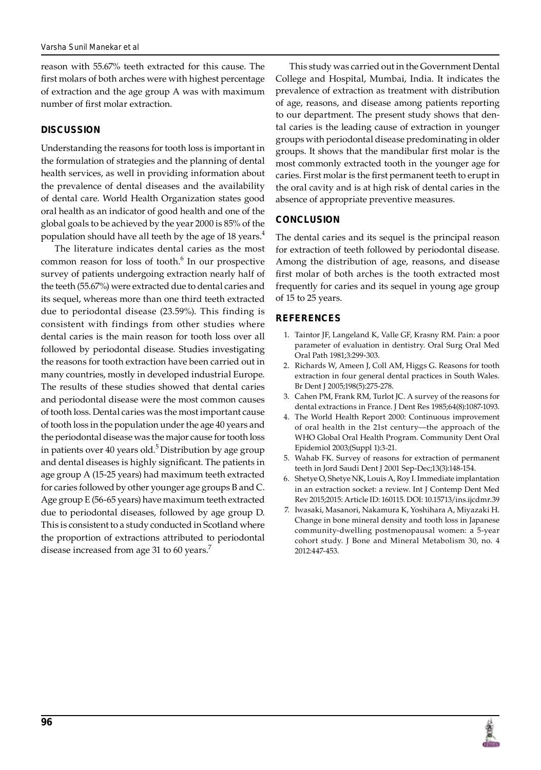reason with 55.67% teeth extracted for this cause. The first molars of both arches were with highest percentage of extraction and the age group A was with maximum number of first molar extraction.

## DISCUSSION

Understanding the reasons for tooth loss is important in the formulation of strategies and the planning of dental health services, as well in providing information about the prevalence of dental diseases and the availability of dental care. World Health Organization states good oral health as an indicator of good health and one of the global goals to be achieved by the year 2000 is 85% of the population should have all teeth by the age of 18 years.[4]

The literature indicates dental caries as the most common reason for loss of tooth.[6] In our prospective survey of patients undergoing extraction nearly half of the teeth (55.67%) were extracted due to dental caries and its sequel, whereas more than one third teeth extracted due to periodontal disease (23.59%). This finding is consistent with findings from other studies where dental caries is the main reason for tooth loss over all followed by periodontal disease. Studies investigating the reasons for tooth extraction have been carried out in many countries, mostly in developed industrial Europe. The results of these studies showed that dental caries and periodontal disease were the most common causes of tooth loss. Dental caries was the most important cause of tooth loss in the population under the age 40 years and the periodontal disease was the major cause for tooth loss in patients over 40 years old.[5] Distribution by age group and dental diseases is highly significant. The patients in age group A (15-25 years) had maximum teeth extracted for caries followed by other younger age groups B and C. Age group E (56-65 years) have maximum teeth extracted due to periodontal diseases, followed by age group D. This is consistent to a study conducted in Scotland where the proportion of extractions attributed to periodontal disease increased from age 31 to 60 years.[7]

This study was carried out in the Government Dental College and Hospital, Mumbai, India. It indicates the prevalence of extraction as treatment with distribution of age, reasons, and disease among patients reporting to our department. The present study shows that dental caries is the leading cause of extraction in younger groups with periodontal disease predominating in older groups. It shows that the mandibular first molar is the most commonly extracted tooth in the younger age for caries. First molar is the first permanent teeth to erupt in the oral cavity and is at high risk of dental caries in the absence of appropriate preventive measures.

## CONCLUSION

The dental caries and its sequel is the principal reason for extraction of teeth followed by periodontal disease. Among the distribution of age, reasons, and disease first molar of both arches is the tooth extracted most frequently for caries and its sequel in young age group of 15 to 25 years.

## REFERENCES

1. Taintor JF, Langeland K, Valle GF, Krasny RM. Pain: a poor parameter of evaluation in dentistry. Oral Surg Oral Med Oral Path 1981;3:299-303.
2. Richards W, Ameen J, Coll AM, Higgs G. Reasons for tooth extraction in four general dental practices in South Wales. Br Dent J 2005;198(5):275-278.
3. Cahen PM, Frank RM, Turlot JC. A survey of the reasons for dental extractions in France. J Dent Res 1985;64(8):1087-1093.
4. The World Health Report 2000: Continuous improvement of oral health in the 21st century—the approach of the WHO Global Oral Health Program. Community Dent Oral Epidemiol 2003;(Suppl 1):3-21.
5. Wahab FK. Survey of reasons for extraction of permanent teeth in Jord Saudi Dent J 2001 Sep-Dec;13(3):148-154.
6. Shetye O, Shetye NK, Louis A, Roy I. Immediate implantation in an extraction socket: a review. Int J Contemp Dent Med Rev 2015;2015: Article ID: 160115. DOI: 10.15713/ins.ijcdmr.39
7. Iwasaki, Masanori, Nakamura K, Yoshihara A, Miyazaki H. Change in bone mineral density and tooth loss in Japanese community-dwelling postmenopausal women: a 5-year cohort study. J Bone and Mineral Metabolism 30, no. 4 2012:447-453.